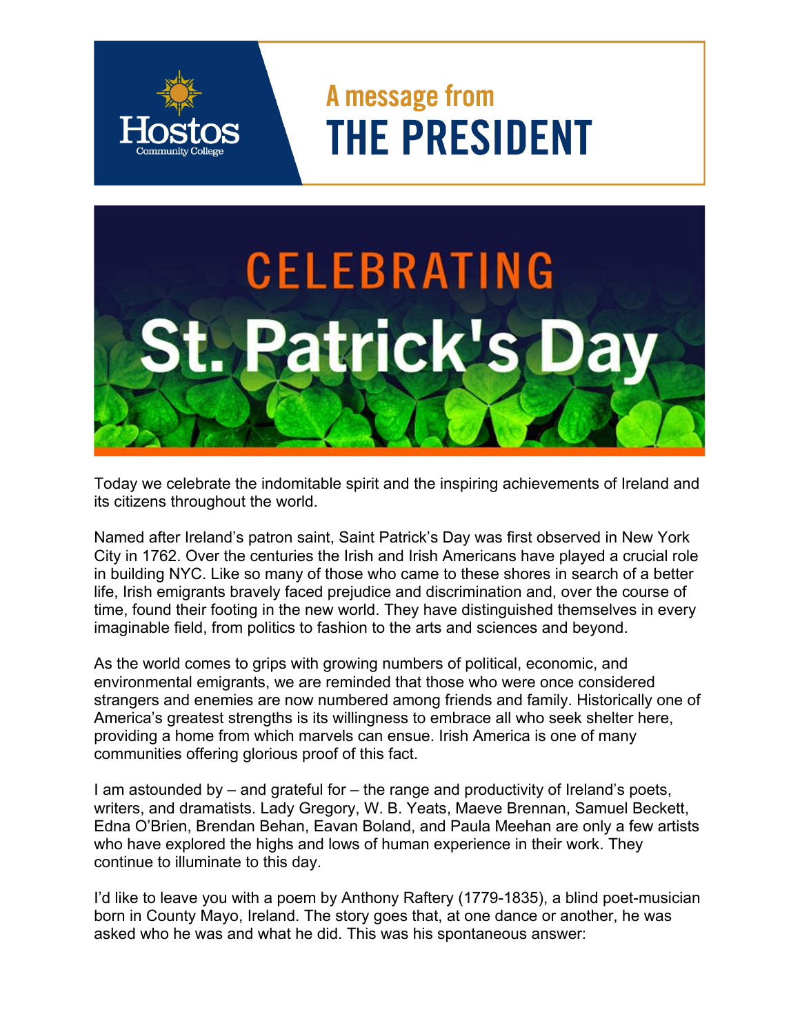Hostos Community College

# A message from THE PRESIDENT

## CELEBRATING St. Patrick's Day

Today we celebrate the indomitable spirit and the inspiring achievements of Ireland and its citizens throughout the world.

Named after Ireland's patron saint, Saint Patrick's Day was first observed in New York City in 1762. Over the centuries the Irish and Irish Americans have played a crucial role in building NYC. Like so many of those who came to these shores in search of a better life, Irish emigrants bravely faced prejudice and discrimination and, over the course of time, found their footing in the new world. They have distinguished themselves in every imaginable field, from politics to fashion to the arts and sciences and beyond.

As the world comes to grips with growing numbers of political, economic, and environmental emigrants, we are reminded that those who were once considered strangers and enemies are now numbered among friends and family. Historically one of America's greatest strengths is its willingness to embrace all who seek shelter here, providing a home from which marvels can ensue. Irish America is one of many communities offering glorious proof of this fact.

I am astounded by – and grateful for – the range and productivity of Ireland's poets, writers, and dramatists. Lady Gregory, W. B. Yeats, Maeve Brennan, Samuel Beckett, Edna O'Brien, Brendan Behan, Eavan Boland, and Paula Meehan are only a few artists who have explored the highs and lows of human experience in their work. They continue to illuminate to this day.

I'd like to leave you with a poem by Anthony Raftery (1779-1835), a blind poet-musician born in County Mayo, Ireland. The story goes that, at one dance or another, he was asked who he was and what he did. This was his spontaneous answer: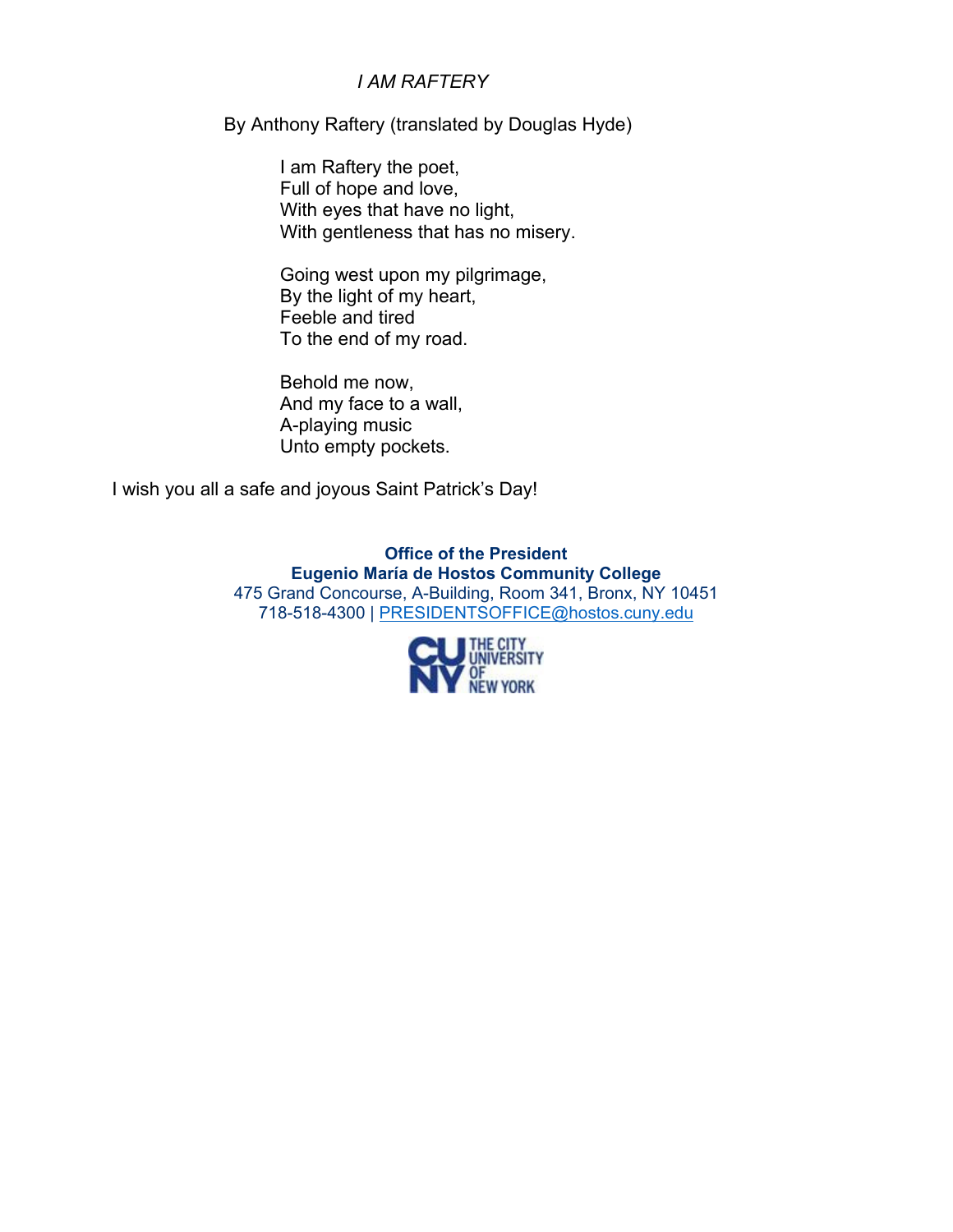*I AM RAFTERY*

By Anthony Raftery (translated by Douglas Hyde)

I am Raftery the poet,  
Full of hope and love,  
With eyes that have no light,  
With gentleness that has no misery.

Going west upon my pilgrimage,  
By the light of my heart,  
Feeble and tired  
To the end of my road.

Behold me now,  
And my face to a wall,  
A-playing music  
Unto empty pockets.

I wish you all a safe and joyous Saint Patrick's Day!

**Office of the President**  
**Eugenio María de Hostos Community College**  
475 Grand Concourse, A-Building, Room 341, Bronx, NY 10451  
718-518-4300 | PRESIDENTSOFFICE@hostos.cuny.edu

CUNY THE CITY UNIVERSITY OF NEW YORK